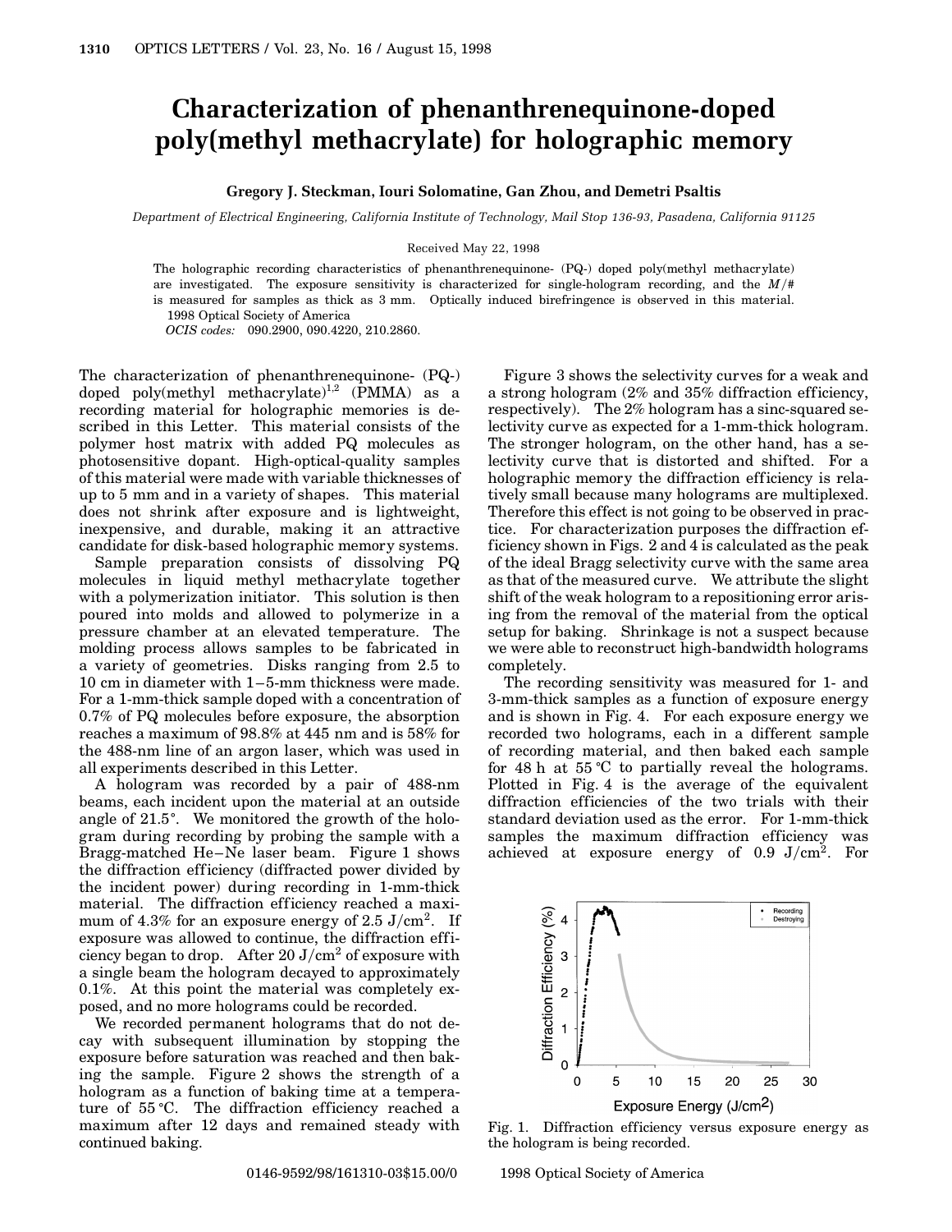# Characterization of phenanthrenequinone-doped poly(methyl methacrylate) for holographic memory

**Gregory J. Steckman, Iouri Solomatine, Gan Zhou, and Demetri Psaltis**

*Department of Electrical Engineering, California Institute of Technology, Mail Stop 136-93, Pasadena, California 91125*

Received May 22, 1998

The holographic recording characteristics of phenanthrenequinone- (PQ-) doped poly(methyl methacrylate) are investigated. The exposure sensitivity is characterized for single-hologram recording, and the $M/\#$ is measured for samples as thick as 3 mm. Optically induced birefringence is observed in this material. © 1998 Optical Society of America

*OCIS codes:* 090.2900, 090.4220, 210.2860.

The characterization of phenanthrenequinone- (PQ-) doped poly(methyl methacrylate)[1,2] (PMMA) as a recording material for holographic memories is described in this Letter. This material consists of the polymer host matrix with added PQ molecules as photosensitive dopant. High-optical-quality samples of this material were made with variable thicknesses of up to 5 mm and in a variety of shapes. This material does not shrink after exposure and is lightweight, inexpensive, and durable, making it an attractive candidate for disk-based holographic memory systems.

Sample preparation consists of dissolving PQ molecules in liquid methyl methacrylate together with a polymerization initiator. This solution is then poured into molds and allowed to polymerize in a pressure chamber at an elevated temperature. The molding process allows samples to be fabricated in a variety of geometries. Disks ranging from 2.5 to 10 cm in diameter with 1–5-mm thickness were made. For a 1-mm-thick sample doped with a concentration of 0.7% of PQ molecules before exposure, the absorption reaches a maximum of 98.8% at 445 nm and is 58% for the 488-nm line of an argon laser, which was used in all experiments described in this Letter.

A hologram was recorded by a pair of 488-nm beams, each incident upon the material at an outside angle of 21.5°. We monitored the growth of the hologram during recording by probing the sample with a Bragg-matched He–Ne laser beam. Figure 1 shows the diffraction efficiency (diffracted power divided by the incident power) during recording in 1-mm-thick material. The diffraction efficiency reached a maximum of 4.3% for an exposure energy of 2.5 J/cm$^2$. If exposure was allowed to continue, the diffraction efficiency began to drop. After 20 J/cm$^2$ of exposure with a single beam the hologram decayed to approximately 0.1%. At this point the material was completely exposed, and no more holograms could be recorded.

We recorded permanent holograms that do not decay with subsequent illumination by stopping the exposure before saturation was reached and then baking the sample. Figure 2 shows the strength of a hologram as a function of baking time at a temperature of 55 °C. The diffraction efficiency reached a maximum after 12 days and remained steady with continued baking.

Figure 3 shows the selectivity curves for a weak and a strong hologram (2% and 35% diffraction efficiency, respectively). The 2% hologram has a sinc-squared selectivity curve as expected for a 1-mm-thick hologram. The stronger hologram, on the other hand, has a selectivity curve that is distorted and shifted. For a holographic memory the diffraction efficiency is relatively small because many holograms are multiplexed. Therefore this effect is not going to be observed in practice. For characterization purposes the diffraction efficiency shown in Figs. 2 and 4 is calculated as the peak of the ideal Bragg selectivity curve with the same area as that of the measured curve. We attribute the slight shift of the weak hologram to a repositioning error arising from the removal of the material from the optical setup for baking. Shrinkage is not a suspect because we were able to reconstruct high-bandwidth holograms completely.

The recording sensitivity was measured for 1- and 3-mm-thick samples as a function of exposure energy and is shown in Fig. 4. For each exposure energy we recorded two holograms, each in a different sample of recording material, and then baked each sample for 48 h at 55 °C to partially reveal the holograms. Plotted in Fig. 4 is the average of the equivalent diffraction efficiencies of the two trials with their standard deviation used as the error. For 1-mm-thick samples the maximum diffraction efficiency was achieved at exposure energy of 0.9 J/cm$^2$. For

Fig. 1. Diffraction efficiency versus exposure energy as the hologram is being recorded.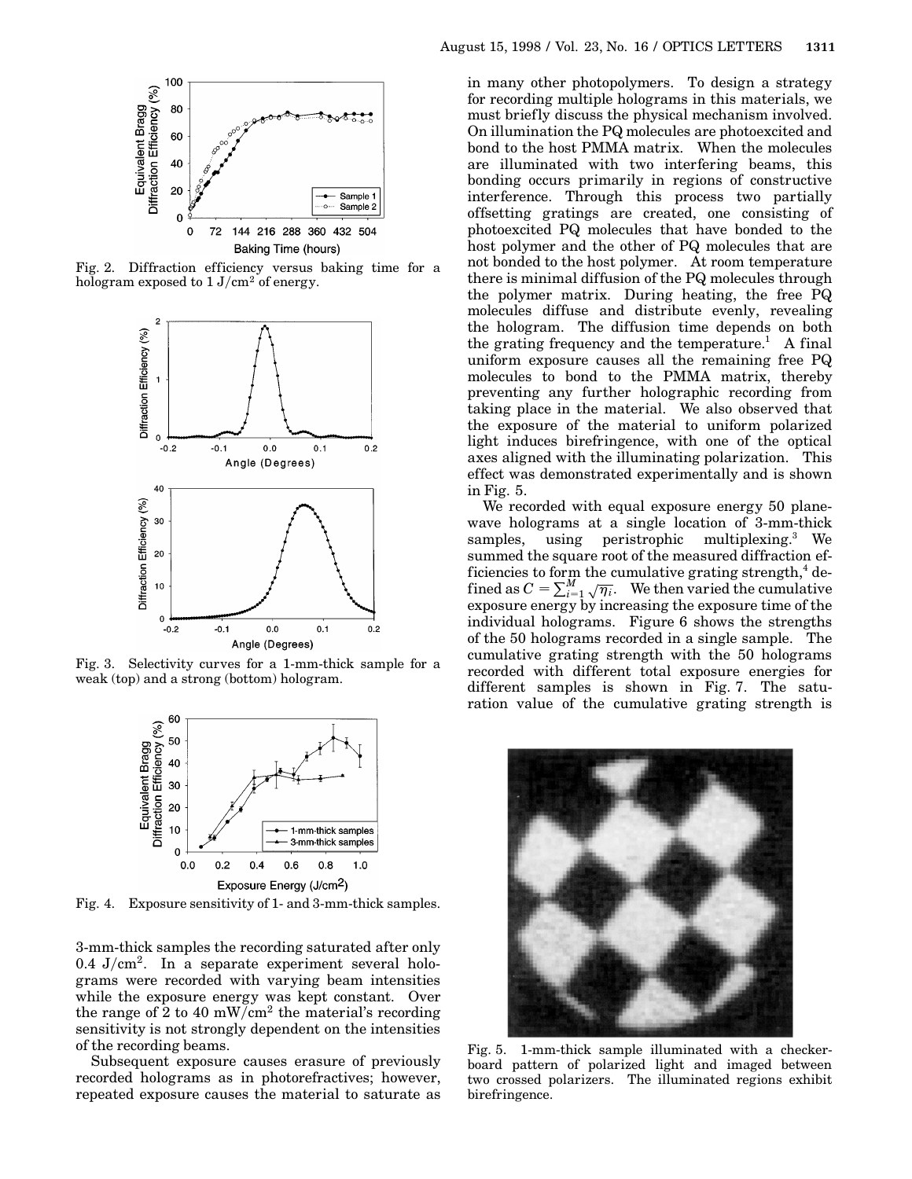Fig. 2. Diffraction efficiency versus baking time for a hologram exposed to 1 J/cm$^2$ of energy.

Fig. 3. Selectivity curves for a 1-mm-thick sample for a weak (top) and a strong (bottom) hologram.

Fig. 4. Exposure sensitivity of 1- and 3-mm-thick samples.

3-mm-thick samples the recording saturated after only 0.4 J/cm$^2$. In a separate experiment several holograms were recorded with varying beam intensities while the exposure energy was kept constant. Over the range of 2 to 40 mW/cm$^2$ the material's recording sensitivity is not strongly dependent on the intensities of the recording beams.

Subsequent exposure causes erasure of previously recorded holograms as in photorefractives; however, repeated exposure causes the material to saturate as in many other photopolymers. To design a strategy for recording multiple holograms in this materials, we must briefly discuss the physical mechanism involved. On illumination the PQ molecules are photoexcited and bond to the host PMMA matrix. When the molecules are illuminated with two interfering beams, this bonding occurs primarily in regions of constructive interference. Through this process two partially offsetting gratings are created, one consisting of photoexcited PQ molecules that have bonded to the host polymer and the other of PQ molecules that are not bonded to the host polymer. At room temperature there is minimal diffusion of the PQ molecules through the polymer matrix. During heating, the free PQ molecules diffuse and distribute evenly, revealing the hologram. The diffusion time depends on both the grating frequency and the temperature.[1] A final uniform exposure causes all the remaining free PQ molecules to bond to the PMMA matrix, thereby preventing any further holographic recording from taking place in the material. We also observed that the exposure of the material to uniform polarized light induces birefringence, with one of the optical axes aligned with the illuminating polarization. This effect was demonstrated experimentally and is shown in Fig. 5.

We recorded with equal exposure energy 50 plane-wave holograms at a single location of 3-mm-thick samples, using peristrophic multiplexing.[3] We summed the square root of the measured diffraction efficiencies to form the cumulative grating strength,[4] defined as $C = \sum_{i=1}^{M} \sqrt{\eta_i}$. We then varied the cumulative exposure energy by increasing the exposure time of the individual holograms. Figure 6 shows the strengths of the 50 holograms recorded in a single sample. The cumulative grating strength with the 50 holograms recorded with different total exposure energies for different samples is shown in Fig. 7. The saturation value of the cumulative grating strength is

Fig. 5. 1-mm-thick sample illuminated with a checkerboard pattern of polarized light and imaged between two crossed polarizers. The illuminated regions exhibit birefringence.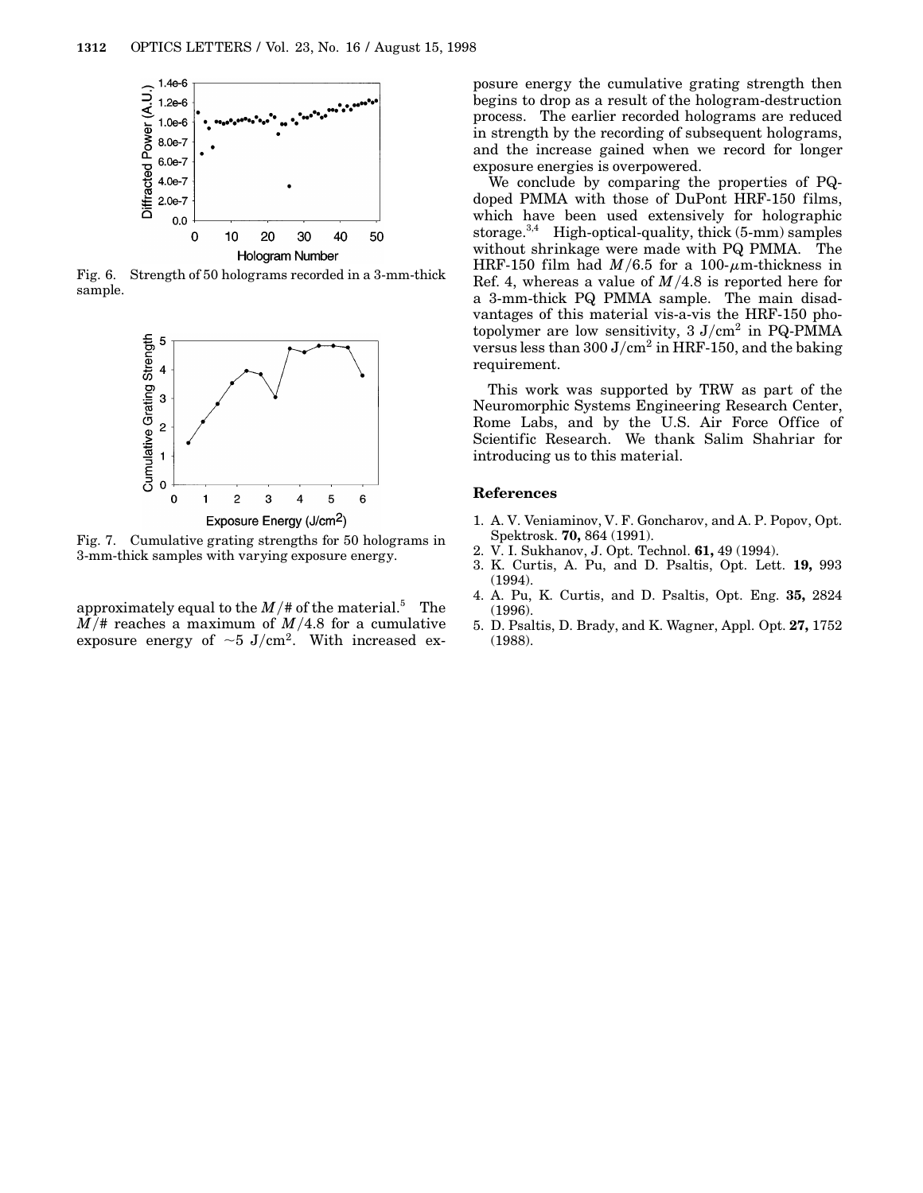Diffracted Power (A.U.)

1.4e-6
1.2e-6
1.0e-6
8.0e-7
6.0e-7
4.0e-7
2.0e-7
0.0

0 10 20 30 40 50

Hologram Number

Fig. 6. Strength of 50 holograms recorded in a 3-mm-thick sample.

Cumulative Grating Strength

5
4
3
2
1
0

0 1 2 3 4 5 6

Exposure Energy (J/cm2)

Fig. 7. Cumulative grating strengths for 50 holograms in 3-mm-thick samples with varying exposure energy.

approximately equal to the $M/\#$ of the material.[5] The $M/\#$ reaches a maximum of $M/4.8$ for a cumulative exposure energy of $\sim 5\ \mathrm{J/cm^2}$. With increased exposure energy the cumulative grating strength then begins to drop as a result of the hologram-destruction process. The earlier recorded holograms are reduced in strength by the recording of subsequent holograms, and the increase gained when we record for longer exposure energies is overpowered.

We conclude by comparing the properties of PQ-doped PMMA with those of DuPont HRF-150 films, which have been used extensively for holographic storage.[3,4] High-optical-quality, thick (5-mm) samples without shrinkage were made with PQ PMMA. The HRF-150 film had $M/6.5$ for a 100-$\mu$m-thickness in Ref. 4, whereas a value of $M/4.8$ is reported here for a 3-mm-thick PQ PMMA sample. The main disadvantages of this material vis-a-vis the HRF-150 photopolymer are low sensitivity, $3\ \mathrm{J/cm^2}$ in PQ-PMMA versus less than $300\ \mathrm{J/cm^2}$ in HRF-150, and the baking requirement.

This work was supported by TRW as part of the Neuromorphic Systems Engineering Research Center, Rome Labs, and by the U.S. Air Force Office of Scientific Research. We thank Salim Shahriar for introducing us to this material.

## References

1. A. V. Veniaminov, V. F. Goncharov, and A. P. Popov, Opt. Spektrosk. **70,** 864 (1991).
2. V. I. Sukhanov, J. Opt. Technol. **61,** 49 (1994).
3. K. Curtis, A. Pu, and D. Psaltis, Opt. Lett. **19,** 993 (1994).
4. A. Pu, K. Curtis, and D. Psaltis, Opt. Eng. **35,** 2824 (1996).
5. D. Psaltis, D. Brady, and K. Wagner, Appl. Opt. **27,** 1752 (1988).